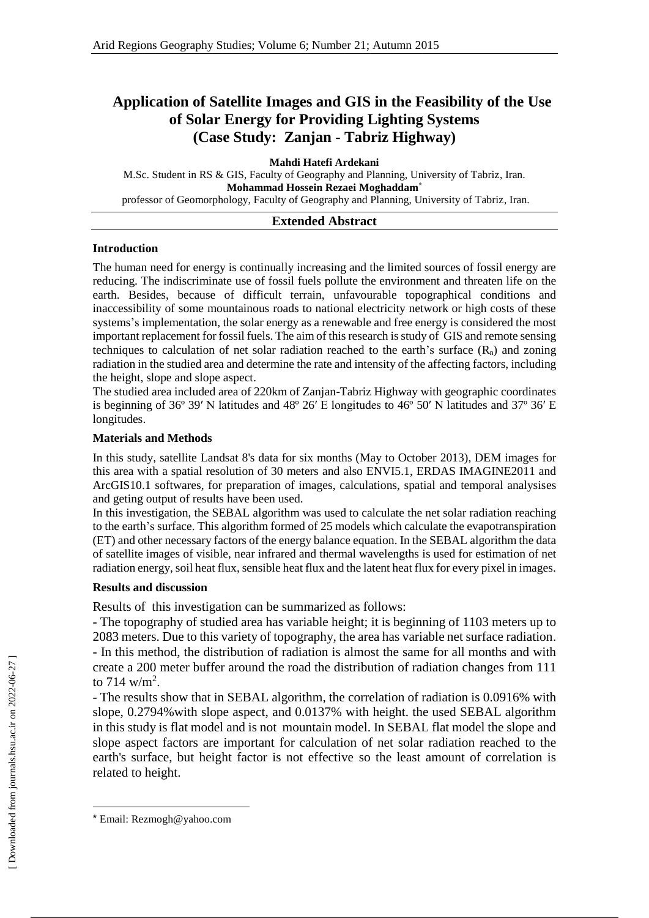# Application of Satellite Images and GIS in the Feasibility of the Use of Solar Energy for Providing Lighting Systems (Case Study: Zanjan - Tabriz Highway)

**Mahdi Hatefi Ardekani**

M.Sc. Student in RS & GIS, Faculty of Geography and Planning, University of Tabriz, Iran.

**Mohammad Hossein Rezaei Moghaddam***

professor of Geomorphology, Faculty of Geography and Planning, University of Tabriz, Iran.

## Extended Abstract

### Introduction

The human need for energy is continually increasing and the limited sources of fossil energy are reducing. The indiscriminate use of fossil fuels pollute the environment and threaten life on the earth. Besides, because of difficult terrain, unfavourable topographical conditions and inaccessibility of some mountainous roads to national electricity network or high costs of these systems's implementation, the solar energy as a renewable and free energy is considered the most important replacement for fossil fuels. The aim of this research is study of GIS and remote sensing techniques to calculation of net solar radiation reached to the earth's surface ($R_n$) and zoning radiation in the studied area and determine the rate and intensity of the affecting factors, including the height, slope and slope aspect.

The studied area included area of 220km of Zanjan-Tabriz Highway with geographic coordinates is beginning of 36º 39′ N latitudes and 48º 26′ E longitudes to 46º 50′ N latitudes and 37º 36′ E longitudes.

### Materials and Methods

In this study, satellite Landsat 8's data for six months (May to October 2013), DEM images for this area with a spatial resolution of 30 meters and also ENVI5.1, ERDAS IMAGINE2011 and ArcGIS10.1 softwares, for preparation of images, calculations, spatial and temporal analysises and geting output of results have been used.

In this investigation, the SEBAL algorithm was used to calculate the net solar radiation reaching to the earth's surface. This algorithm formed of 25 models which calculate the evapotranspiration (ET) and other necessary factors of the energy balance equation. In the SEBAL algorithm the data of satellite images of visible, near infrared and thermal wavelengths is used for estimation of net radiation energy, soil heat flux, sensible heat flux and the latent heat flux for every pixel in images.

### Results and discussion

Results of this investigation can be summarized as follows:

- The topography of studied area has variable height; it is beginning of 1103 meters up to 2083 meters. Due to this variety of topography, the area has variable net surface radiation.
- In this method, the distribution of radiation is almost the same for all months and with create a 200 meter buffer around the road the distribution of radiation changes from 111 to 714 w/m$^2$.
- The results show that in SEBAL algorithm, the correlation of radiation is 0.0916% with slope, 0.2794%with slope aspect, and 0.0137% with height. the used SEBAL algorithm in this study is flat model and is not mountain model. In SEBAL flat model the slope and slope aspect factors are important for calculation of net solar radiation reached to the earth's surface, but height factor is not effective so the least amount of correlation is related to height.

---

* Email: Rezmogh@yahoo.com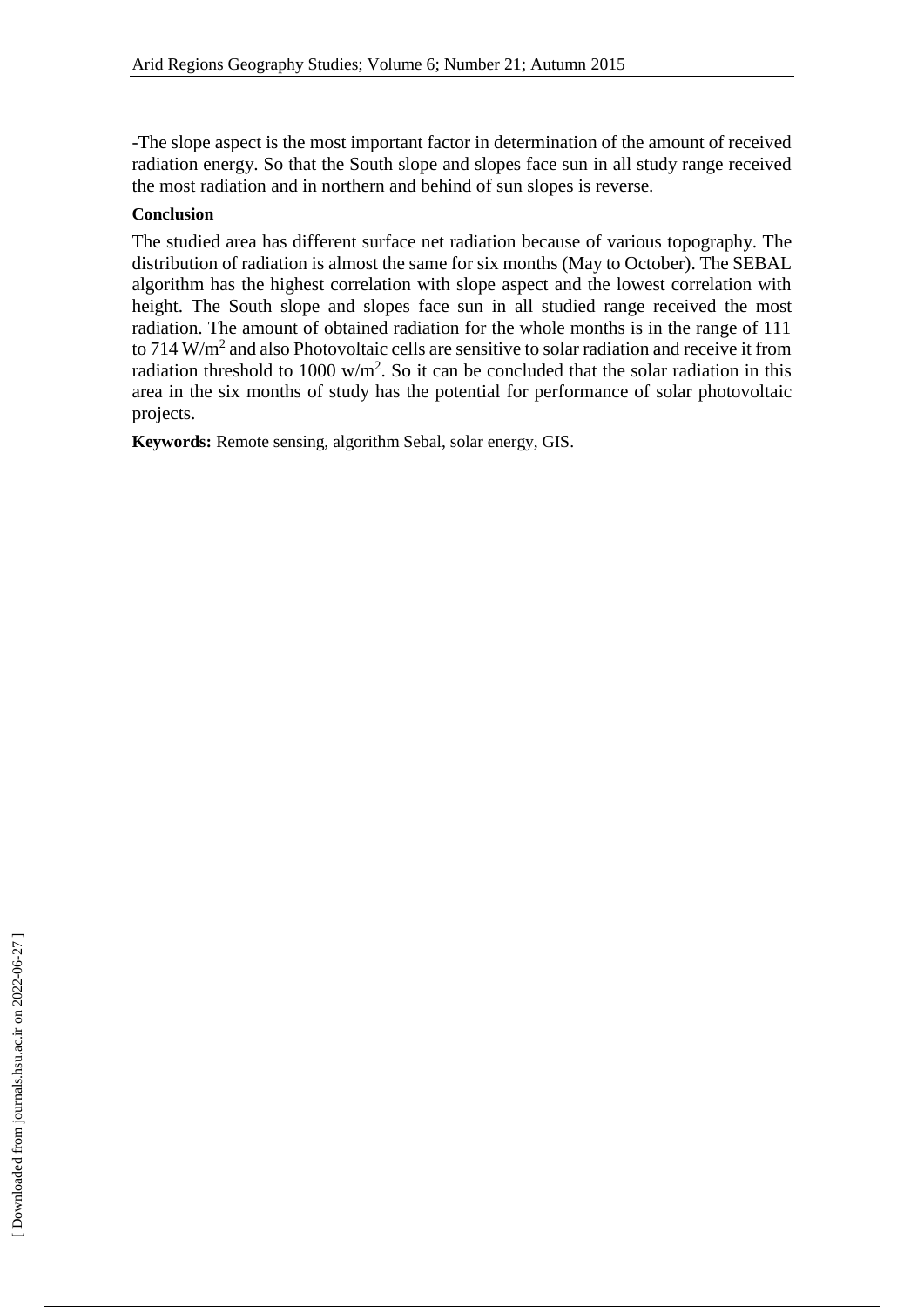-The slope aspect is the most important factor in determination of the amount of received radiation energy. So that the South slope and slopes face sun in all study range received the most radiation and in northern and behind of sun slopes is reverse.

**Conclusion**

The studied area has different surface net radiation because of various topography. The distribution of radiation is almost the same for six months (May to October). The SEBAL algorithm has the highest correlation with slope aspect and the lowest correlation with height. The South slope and slopes face sun in all studied range received the most radiation. The amount of obtained radiation for the whole months is in the range of 111 to 714 $W/m^2$ and also Photovoltaic cells are sensitive to solar radiation and receive it from radiation threshold to 1000 $w/m^2$. So it can be concluded that the solar radiation in this area in the six months of study has the potential for performance of solar photovoltaic projects.

**Keywords:** Remote sensing, algorithm Sebal, solar energy, GIS.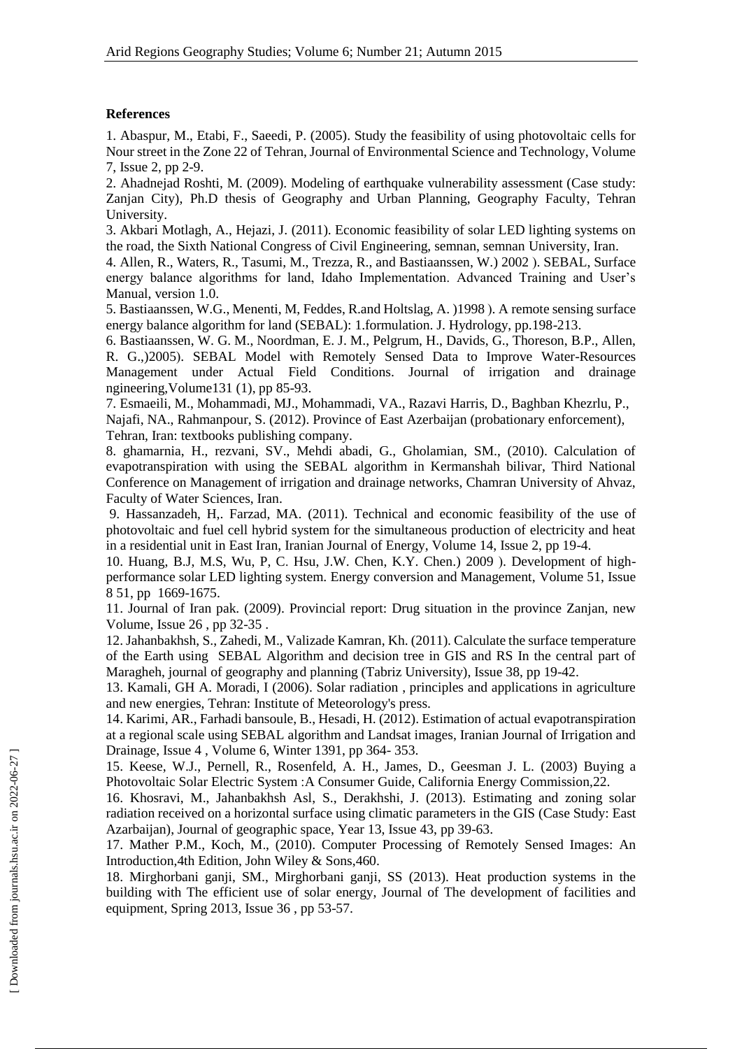**References**

1. Abaspur, M., Etabi, F., Saeedi, P. (2005). Study the feasibility of using photovoltaic cells for Nour street in the Zone 22 of Tehran, Journal of Environmental Science and Technology, Volume 7, Issue 2, pp 2-9.

2. Ahadnejad Roshti, M. (2009). Modeling of earthquake vulnerability assessment (Case study: Zanjan City), Ph.D thesis of Geography and Urban Planning, Geography Faculty, Tehran University.

3. Akbari Motlagh, A., Hejazi, J. (2011). Economic feasibility of solar LED lighting systems on the road, the Sixth National Congress of Civil Engineering, semnan, semnan University, Iran.

4. Allen, R., Waters, R., Tasumi, M., Trezza, R., and Bastiaanssen, W.) 2002 ). SEBAL, Surface energy balance algorithms for land, Idaho Implementation. Advanced Training and User's Manual, version 1.0.

5. Bastiaanssen, W.G., Menenti, M, Feddes, R.and Holtslag, A. )1998 ). A remote sensing surface energy balance algorithm for land (SEBAL): 1.formulation. J. Hydrology, pp.198-213.

6. Bastiaanssen, W. G. M., Noordman, E. J. M., Pelgrum, H., Davids, G., Thoreson, B.P., Allen, R. G.,)2005). SEBAL Model with Remotely Sensed Data to Improve Water-Resources Management under Actual Field Conditions. Journal of irrigation and drainage ngineering,Volume131 (1), pp 85-93.

7. Esmaeili, M., Mohammadi, MJ., Mohammadi, VA., Razavi Harris, D., Baghban Khezrlu, P., Najafi, NA., Rahmanpour, S. (2012). Province of East Azerbaijan (probationary enforcement), Tehran, Iran: textbooks publishing company.

8. ghamarnia, H., rezvani, SV., Mehdi abadi, G., Gholamian, SM., (2010). Calculation of evapotranspiration with using the SEBAL algorithm in Kermanshah bilivar, Third National Conference on Management of irrigation and drainage networks, Chamran University of Ahvaz, Faculty of Water Sciences, Iran.

9. Hassanzadeh, H,. Farzad, MA. (2011). Technical and economic feasibility of the use of photovoltaic and fuel cell hybrid system for the simultaneous production of electricity and heat in a residential unit in East Iran, Iranian Journal of Energy, Volume 14, Issue 2, pp 19-4.

10. Huang, B.J, M.S, Wu, P, C. Hsu, J.W. Chen, K.Y. Chen.) 2009 ). Development of high-performance solar LED lighting system. Energy conversion and Management, Volume 51, Issue 8 51, pp 1669-1675.

11. Journal of Iran pak. (2009). Provincial report: Drug situation in the province Zanjan, new Volume, Issue 26 , pp 32-35 .

12. Jahanbakhsh, S., Zahedi, M., Valizade Kamran, Kh. (2011). Calculate the surface temperature of the Earth using SEBAL Algorithm and decision tree in GIS and RS In the central part of Maragheh, journal of geography and planning (Tabriz University), Issue 38, pp 19-42.

13. Kamali, GH A. Moradi, I (2006). Solar radiation , principles and applications in agriculture and new energies, Tehran: Institute of Meteorology's press.

14. Karimi, AR., Farhadi bansoule, B., Hesadi, H. (2012). Estimation of actual evapotranspiration at a regional scale using SEBAL algorithm and Landsat images, Iranian Journal of Irrigation and Drainage, Issue 4 , Volume 6, Winter 1391, pp 364- 353.

15. Keese, W.J., Pernell, R., Rosenfeld, A. H., James, D., Geesman J. L. (2003) Buying a Photovoltaic Solar Electric System :A Consumer Guide, California Energy Commission,22.

16. Khosravi, M., Jahanbakhsh Asl, S., Derakhshi, J. (2013). Estimating and zoning solar radiation received on a horizontal surface using climatic parameters in the GIS (Case Study: East Azarbaijan), Journal of geographic space, Year 13, Issue 43, pp 39-63.

17. Mather P.M., Koch, M., (2010). Computer Processing of Remotely Sensed Images: An Introduction,4th Edition, John Wiley & Sons,460.

18. Mirghorbani ganji, SM., Mirghorbani ganji, SS (2013). Heat production systems in the building with The efficient use of solar energy, Journal of The development of facilities and equipment, Spring 2013, Issue 36 , pp 53-57.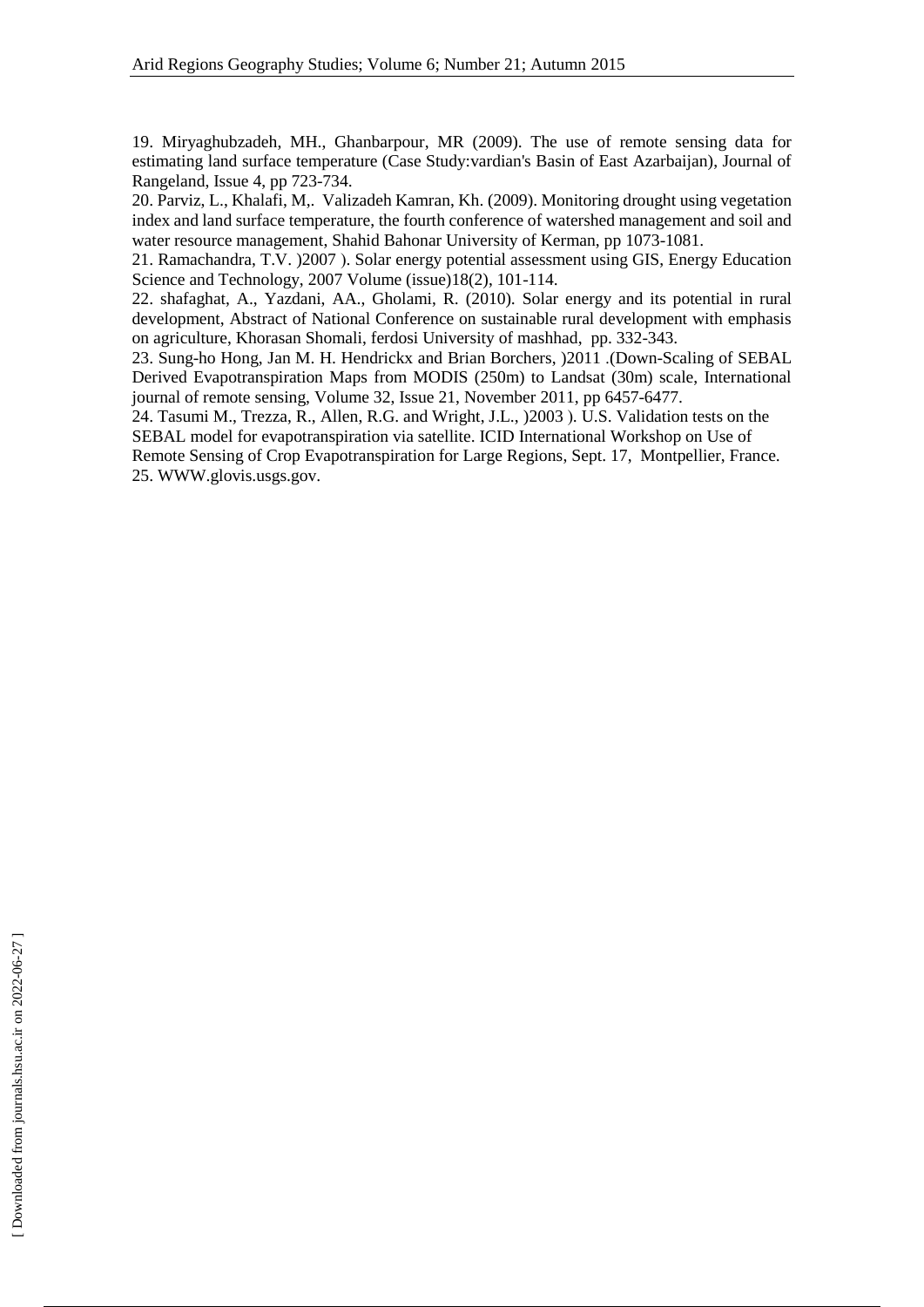19. Miryaghubzadeh, MH., Ghanbarpour, MR (2009). The use of remote sensing data for estimating land surface temperature (Case Study:vardian's Basin of East Azarbaijan), Journal of Rangeland, Issue 4, pp 723-734.

20. Parviz, L., Khalafi, M,. Valizadeh Kamran, Kh. (2009). Monitoring drought using vegetation index and land surface temperature, the fourth conference of watershed management and soil and water resource management, Shahid Bahonar University of Kerman, pp 1073-1081.

21. Ramachandra, T.V. )2007 ). Solar energy potential assessment using GIS, Energy Education Science and Technology, 2007 Volume (issue)18(2), 101-114.

22. shafaghat, A., Yazdani, AA., Gholami, R. (2010). Solar energy and its potential in rural development, Abstract of National Conference on sustainable rural development with emphasis on agriculture, Khorasan Shomali, ferdosi University of mashhad, pp. 332-343.

23. Sung-ho Hong, Jan M. H. Hendrickx and Brian Borchers, )2011 .(Down-Scaling of SEBAL Derived Evapotranspiration Maps from MODIS (250m) to Landsat (30m) scale, International journal of remote sensing, Volume 32, Issue 21, November 2011, pp 6457-6477.

24. Tasumi M., Trezza, R., Allen, R.G. and Wright, J.L., )2003 ). U.S. Validation tests on the SEBAL model for evapotranspiration via satellite. ICID International Workshop on Use of Remote Sensing of Crop Evapotranspiration for Large Regions, Sept. 17, Montpellier, France.

25. WWW.glovis.usgs.gov.